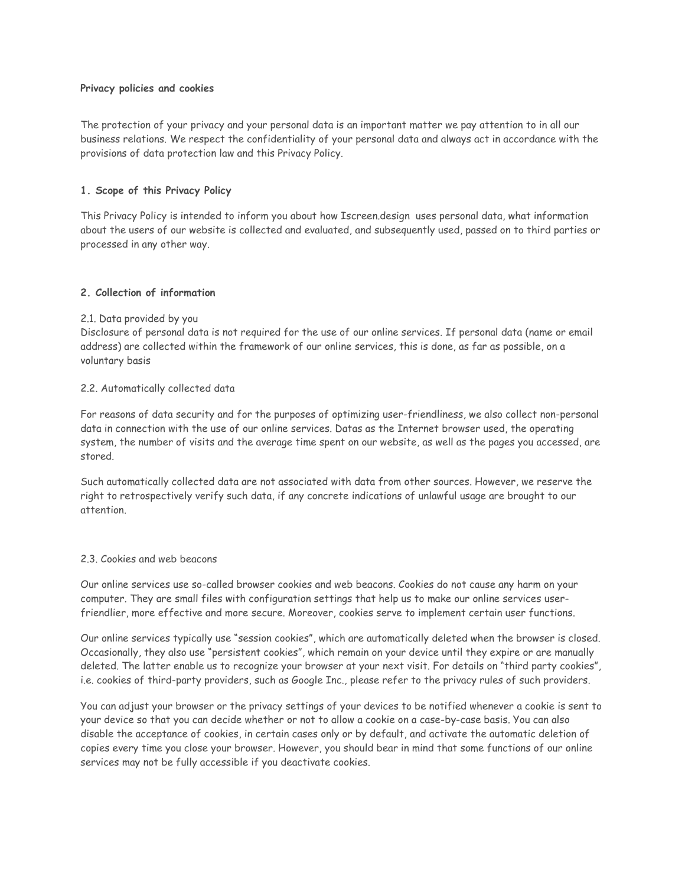**Privacy policies and cookies**

The protection of your privacy and your personal data is an important matter we pay attention to in all our business relations. We respect the confidentiality of your personal data and always act in accordance with the provisions of data protection law and this Privacy Policy.

## 1. Scope of this Privacy Policy

This Privacy Policy is intended to inform you about how Iscreen.design uses personal data, what information about the users of our website is collected and evaluated, and subsequently used, passed on to third parties or processed in any other way.

## 2. Collection of information

### 2.1. Data provided by you

Disclosure of personal data is not required for the use of our online services. If personal data (name or email address) are collected within the framework of our online services, this is done, as far as possible, on a voluntary basis

### 2.2. Automatically collected data

For reasons of data security and for the purposes of optimizing user-friendliness, we also collect non-personal data in connection with the use of our online services. Datas as the Internet browser used, the operating system, the number of visits and the average time spent on our website, as well as the pages you accessed, are stored.

Such automatically collected data are not associated with data from other sources. However, we reserve the right to retrospectively verify such data, if any concrete indications of unlawful usage are brought to our attention.

### 2.3. Cookies and web beacons

Our online services use so-called browser cookies and web beacons. Cookies do not cause any harm on your computer. They are small files with configuration settings that help us to make our online services user-friendlier, more effective and more secure. Moreover, cookies serve to implement certain user functions.

Our online services typically use "session cookies", which are automatically deleted when the browser is closed. Occasionally, they also use "persistent cookies", which remain on your device until they expire or are manually deleted. The latter enable us to recognize your browser at your next visit. For details on "third party cookies", i.e. cookies of third-party providers, such as Google Inc., please refer to the privacy rules of such providers.

You can adjust your browser or the privacy settings of your devices to be notified whenever a cookie is sent to your device so that you can decide whether or not to allow a cookie on a case-by-case basis. You can also disable the acceptance of cookies, in certain cases only or by default, and activate the automatic deletion of copies every time you close your browser. However, you should bear in mind that some functions of our online services may not be fully accessible if you deactivate cookies.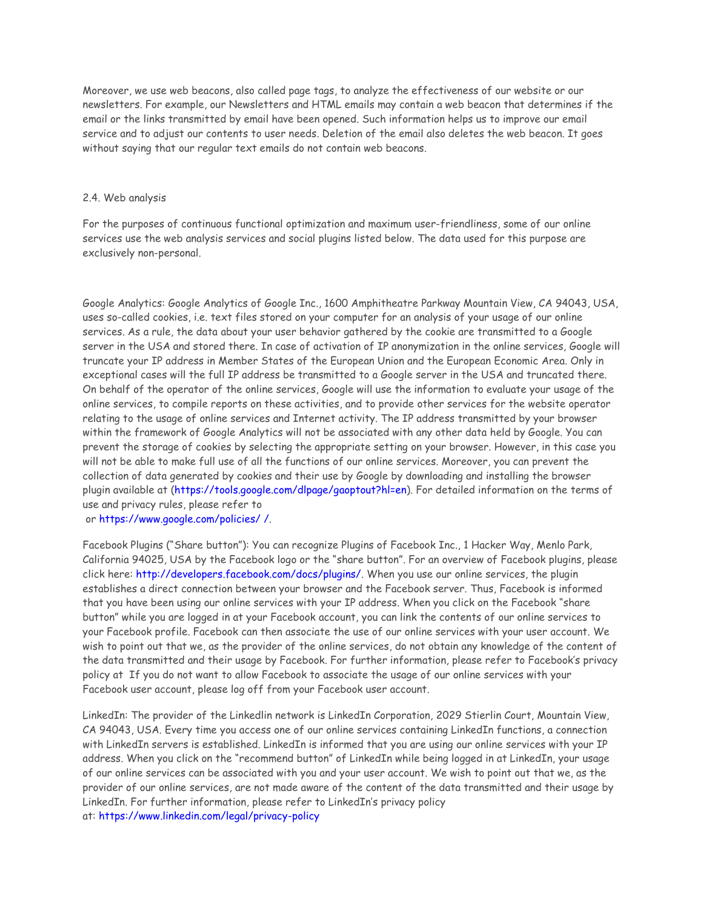Moreover, we use web beacons, also called page tags, to analyze the effectiveness of our website or our newsletters. For example, our Newsletters and HTML emails may contain a web beacon that determines if the email or the links transmitted by email have been opened. Such information helps us to improve our email service and to adjust our contents to user needs. Deletion of the email also deletes the web beacon. It goes without saying that our regular text emails do not contain web beacons.

2.4. Web analysis

For the purposes of continuous functional optimization and maximum user-friendliness, some of our online services use the web analysis services and social plugins listed below. The data used for this purpose are exclusively non-personal.

Google Analytics: Google Analytics of Google Inc., 1600 Amphitheatre Parkway Mountain View, CA 94043, USA, uses so-called cookies, i.e. text files stored on your computer for an analysis of your usage of our online services. As a rule, the data about your user behavior gathered by the cookie are transmitted to a Google server in the USA and stored there. In case of activation of IP anonymization in the online services, Google will truncate your IP address in Member States of the European Union and the European Economic Area. Only in exceptional cases will the full IP address be transmitted to a Google server in the USA and truncated there. On behalf of the operator of the online services, Google will use the information to evaluate your usage of the online services, to compile reports on these activities, and to provide other services for the website operator relating to the usage of online services and Internet activity. The IP address transmitted by your browser within the framework of Google Analytics will not be associated with any other data held by Google. You can prevent the storage of cookies by selecting the appropriate setting on your browser. However, in this case you will not be able to make full use of all the functions of our online services. Moreover, you can prevent the collection of data generated by cookies and their use by Google by downloading and installing the browser plugin available at (https://tools.google.com/dlpage/gaoptout?hl=en). For detailed information on the terms of use and privacy rules, please refer to
 or https://www.google.com/policies/ /.

Facebook Plugins ("Share button"): You can recognize Plugins of Facebook Inc., 1 Hacker Way, Menlo Park, California 94025, USA by the Facebook logo or the "share button". For an overview of Facebook plugins, please click here: http://developers.facebook.com/docs/plugins/. When you use our online services, the plugin establishes a direct connection between your browser and the Facebook server. Thus, Facebook is informed that you have been using our online services with your IP address. When you click on the Facebook "share button" while you are logged in at your Facebook account, you can link the contents of our online services to your Facebook profile. Facebook can then associate the use of our online services with your user account. We wish to point out that we, as the provider of the online services, do not obtain any knowledge of the content of the data transmitted and their usage by Facebook. For further information, please refer to Facebook's privacy policy at If you do not want to allow Facebook to associate the usage of our online services with your Facebook user account, please log off from your Facebook user account.

LinkedIn: The provider of the Linkedlin network is LinkedIn Corporation, 2029 Stierlin Court, Mountain View, CA 94043, USA. Every time you access one of our online services containing LinkedIn functions, a connection with LinkedIn servers is established. LinkedIn is informed that you are using our online services with your IP address. When you click on the "recommend button" of LinkedIn while being logged in at LinkedIn, your usage of our online services can be associated with you and your user account. We wish to point out that we, as the provider of our online services, are not made aware of the content of the data transmitted and their usage by LinkedIn. For further information, please refer to LinkedIn's privacy policy at: https://www.linkedin.com/legal/privacy-policy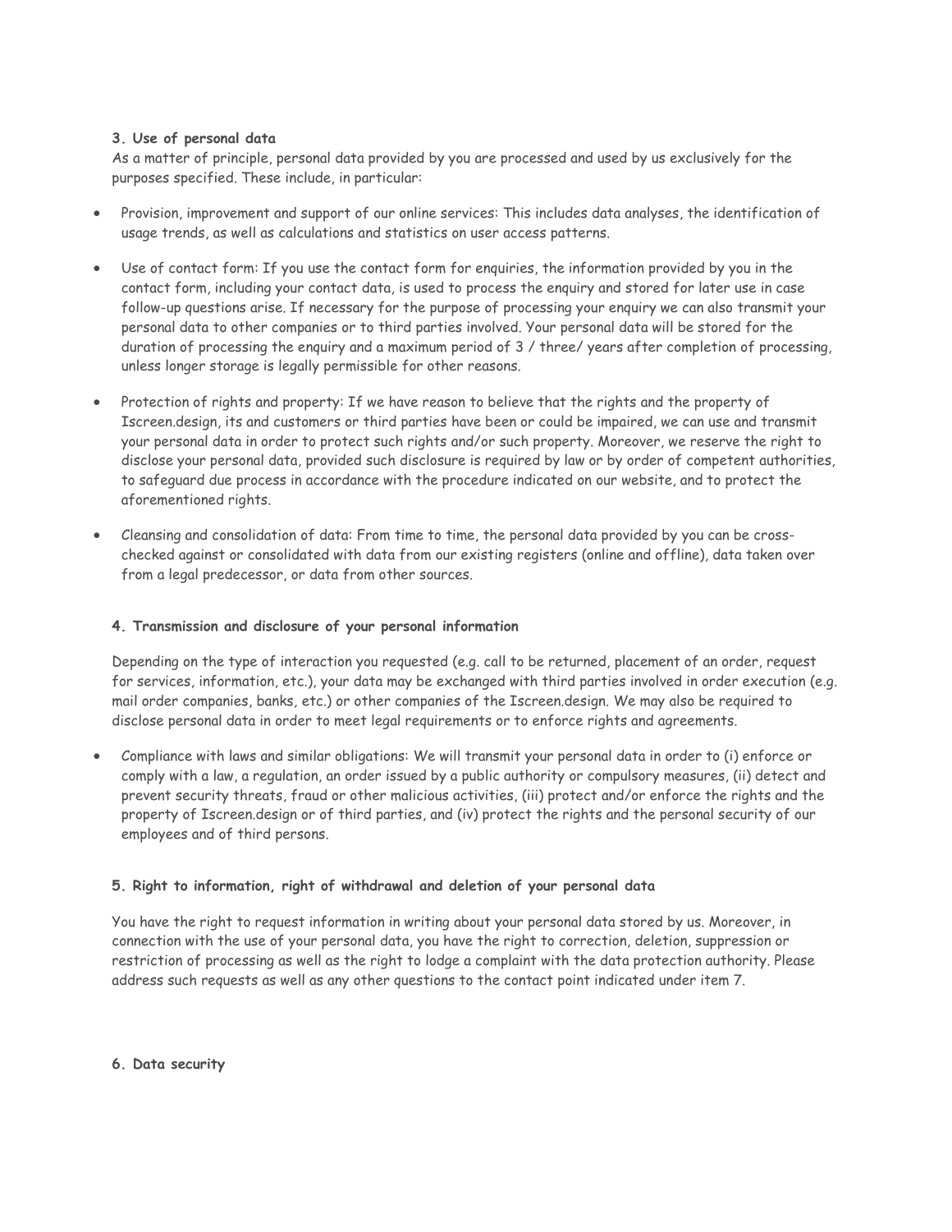### 3. Use of personal data

As a matter of principle, personal data provided by you are processed and used by us exclusively for the purposes specified. These include, in particular:

- Provision, improvement and support of our online services: This includes data analyses, the identification of usage trends, as well as calculations and statistics on user access patterns.
- Use of contact form: If you use the contact form for enquiries, the information provided by you in the contact form, including your contact data, is used to process the enquiry and stored for later use in case follow-up questions arise. If necessary for the purpose of processing your enquiry we can also transmit your personal data to other companies or to third parties involved. Your personal data will be stored for the duration of processing the enquiry and a maximum period of 3 / three/ years after completion of processing, unless longer storage is legally permissible for other reasons.
- Protection of rights and property: If we have reason to believe that the rights and the property of Iscreen.design, its and customers or third parties have been or could be impaired, we can use and transmit your personal data in order to protect such rights and/or such property. Moreover, we reserve the right to disclose your personal data, provided such disclosure is required by law or by order of competent authorities, to safeguard due process in accordance with the procedure indicated on our website, and to protect the aforementioned rights.
- Cleansing and consolidation of data: From time to time, the personal data provided by you can be cross-checked against or consolidated with data from our existing registers (online and offline), data taken over from a legal predecessor, or data from other sources.

### 4. Transmission and disclosure of your personal information

Depending on the type of interaction you requested (e.g. call to be returned, placement of an order, request for services, information, etc.), your data may be exchanged with third parties involved in order execution (e.g. mail order companies, banks, etc.) or other companies of the Iscreen.design. We may also be required to disclose personal data in order to meet legal requirements or to enforce rights and agreements.

- Compliance with laws and similar obligations: We will transmit your personal data in order to (i) enforce or comply with a law, a regulation, an order issued by a public authority or compulsory measures, (ii) detect and prevent security threats, fraud or other malicious activities, (iii) protect and/or enforce the rights and the property of Iscreen.design or of third parties, and (iv) protect the rights and the personal security of our employees and of third persons.

### 5. Right to information, right of withdrawal and deletion of your personal data

You have the right to request information in writing about your personal data stored by us. Moreover, in connection with the use of your personal data, you have the right to correction, deletion, suppression or restriction of processing as well as the right to lodge a complaint with the data protection authority. Please address such requests as well as any other questions to the contact point indicated under item 7.

### 6. Data security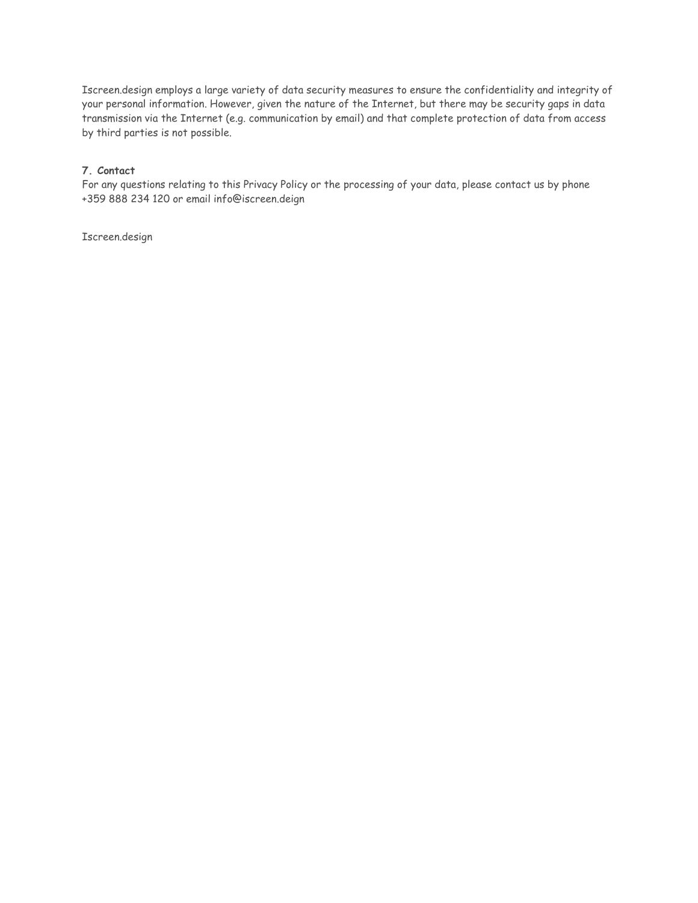Iscreen.design employs a large variety of data security measures to ensure the confidentiality and integrity of your personal information. However, given the nature of the Internet, but there may be security gaps in data transmission via the Internet (e.g. communication by email) and that complete protection of data from access by third parties is not possible.

**7. Contact**

For any questions relating to this Privacy Policy or the processing of your data, please contact us by phone +359 888 234 120 or email info@iscreen.deign

Iscreen.design